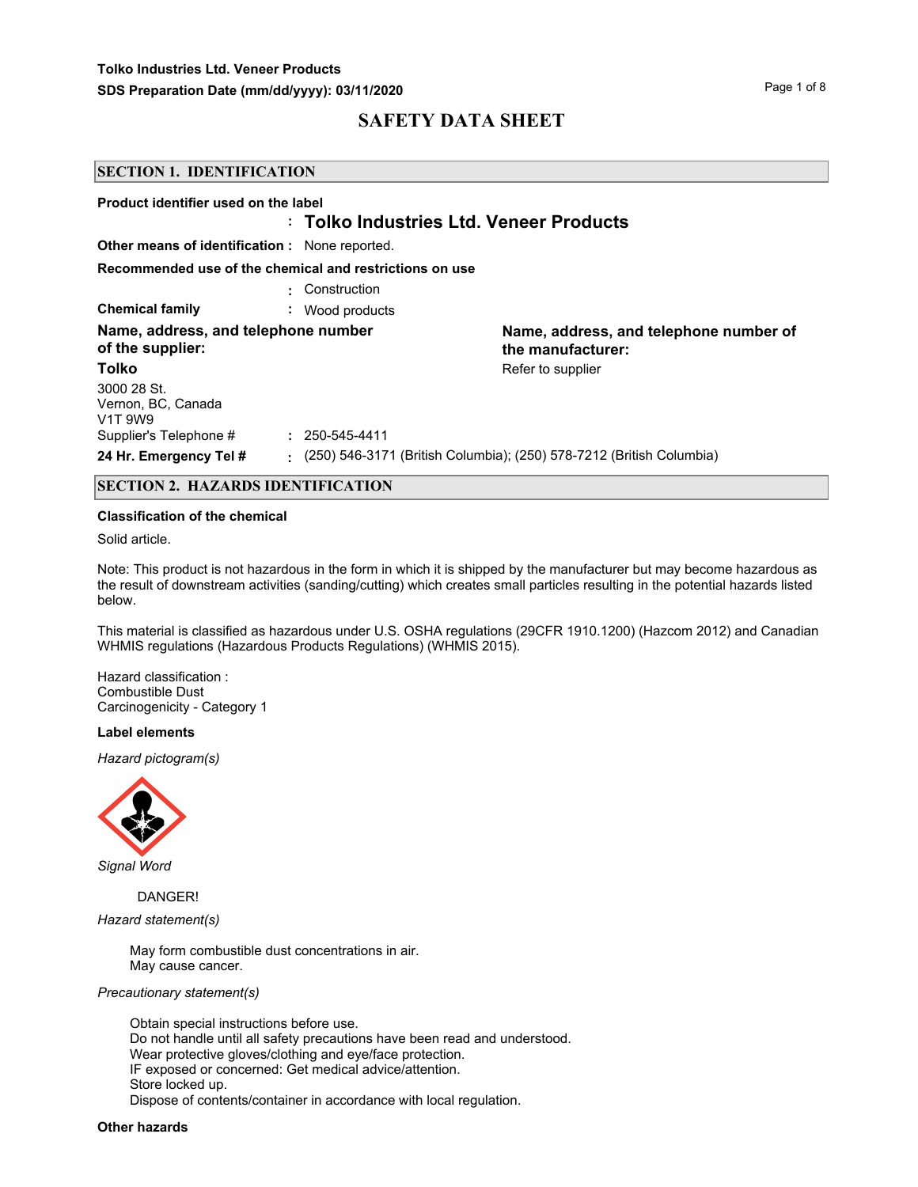# SAFETY DATA SHEET

## SECTION 1. IDENTIFICATION

**Product identifier used on the label**
: **Tolko Industries Ltd. Veneer Products**

**Other means of identification :** None reported.

**Recommended use of the chemical and restrictions on use**
: Construction

**Chemical family** : Wood products

**Name, address, and telephone number of the supplier:**

**Tolko**

3000 28 St.
Vernon, BC, Canada
V1T 9W9

Supplier's Telephone # : 250-545-4411

**Name, address, and telephone number of the manufacturer:**

Refer to supplier

**24 Hr. Emergency Tel #** : (250) 546-3171 (British Columbia); (250) 578-7212 (British Columbia)

## SECTION 2. HAZARDS IDENTIFICATION

**Classification of the chemical**

Solid article.

Note: This product is not hazardous in the form in which it is shipped by the manufacturer but may become hazardous as the result of downstream activities (sanding/cutting) which creates small particles resulting in the potential hazards listed below.

This material is classified as hazardous under U.S. OSHA regulations (29CFR 1910.1200) (Hazcom 2012) and Canadian WHMIS regulations (Hazardous Products Regulations) (WHMIS 2015).

Hazard classification :
Combustible Dust
Carcinogenicity - Category 1

**Label elements**

*Hazard pictogram(s)*

*Signal Word*

DANGER!

*Hazard statement(s)*

May form combustible dust concentrations in air.
May cause cancer.

*Precautionary statement(s)*

Obtain special instructions before use.
Do not handle until all safety precautions have been read and understood.
Wear protective gloves/clothing and eye/face protection.
IF exposed or concerned: Get medical advice/attention.
Store locked up.
Dispose of contents/container in accordance with local regulation.

**Other hazards**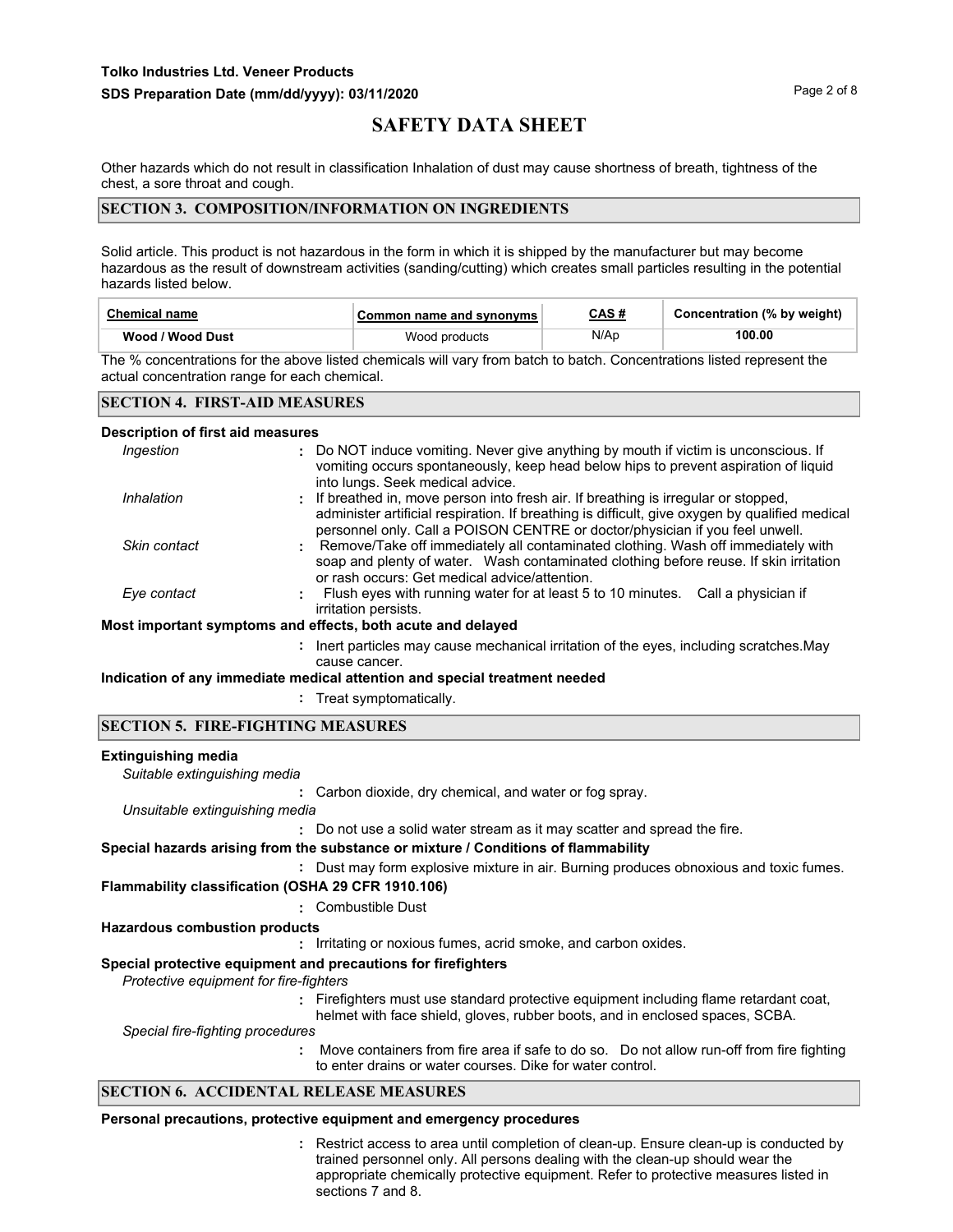# SAFETY DATA SHEET

Other hazards which do not result in classification Inhalation of dust may cause shortness of breath, tightness of the chest, a sore throat and cough.

## SECTION 3. COMPOSITION/INFORMATION ON INGREDIENTS

Solid article. This product is not hazardous in the form in which it is shipped by the manufacturer but may become hazardous as the result of downstream activities (sanding/cutting) which creates small particles resulting in the potential hazards listed below.

| Chemical name | Common name and synonyms | CAS # | Concentration (% by weight) |
|---|---|---|---|
| Wood / Wood Dust | Wood products | N/Ap | 100.00 |

The % concentrations for the above listed chemicals will vary from batch to batch. Concentrations listed represent the actual concentration range for each chemical.

## SECTION 4. FIRST-AID MEASURES

**Description of first aid measures**

*Ingestion* : Do NOT induce vomiting. Never give anything by mouth if victim is unconscious. If vomiting occurs spontaneously, keep head below hips to prevent aspiration of liquid into lungs. Seek medical advice.

*Inhalation* : If breathed in, move person into fresh air. If breathing is irregular or stopped, administer artificial respiration. If breathing is difficult, give oxygen by qualified medical personnel only. Call a POISON CENTRE or doctor/physician if you feel unwell.

*Skin contact* : Remove/Take off immediately all contaminated clothing. Wash off immediately with soap and plenty of water. Wash contaminated clothing before reuse. If skin irritation or rash occurs: Get medical advice/attention.

*Eye contact* : Flush eyes with running water for at least 5 to 10 minutes. Call a physician if irritation persists.

**Most important symptoms and effects, both acute and delayed**

: Inert particles may cause mechanical irritation of the eyes, including scratches.May cause cancer.

**Indication of any immediate medical attention and special treatment needed**

: Treat symptomatically.

## SECTION 5. FIRE-FIGHTING MEASURES

**Extinguishing media**

*Suitable extinguishing media*

: Carbon dioxide, dry chemical, and water or fog spray.

*Unsuitable extinguishing media*

: Do not use a solid water stream as it may scatter and spread the fire.

**Special hazards arising from the substance or mixture / Conditions of flammability**

: Dust may form explosive mixture in air. Burning produces obnoxious and toxic fumes.

**Flammability classification (OSHA 29 CFR 1910.106)**

: Combustible Dust

**Hazardous combustion products**

: Irritating or noxious fumes, acrid smoke, and carbon oxides.

**Special protective equipment and precautions for firefighters**

*Protective equipment for fire-fighters*

: Firefighters must use standard protective equipment including flame retardant coat, helmet with face shield, gloves, rubber boots, and in enclosed spaces, SCBA.

*Special fire-fighting procedures*

: Move containers from fire area if safe to do so. Do not allow run-off from fire fighting to enter drains or water courses. Dike for water control.

## SECTION 6. ACCIDENTAL RELEASE MEASURES

**Personal precautions, protective equipment and emergency procedures**

: Restrict access to area until completion of clean-up. Ensure clean-up is conducted by trained personnel only. All persons dealing with the clean-up should wear the appropriate chemically protective equipment. Refer to protective measures listed in sections 7 and 8.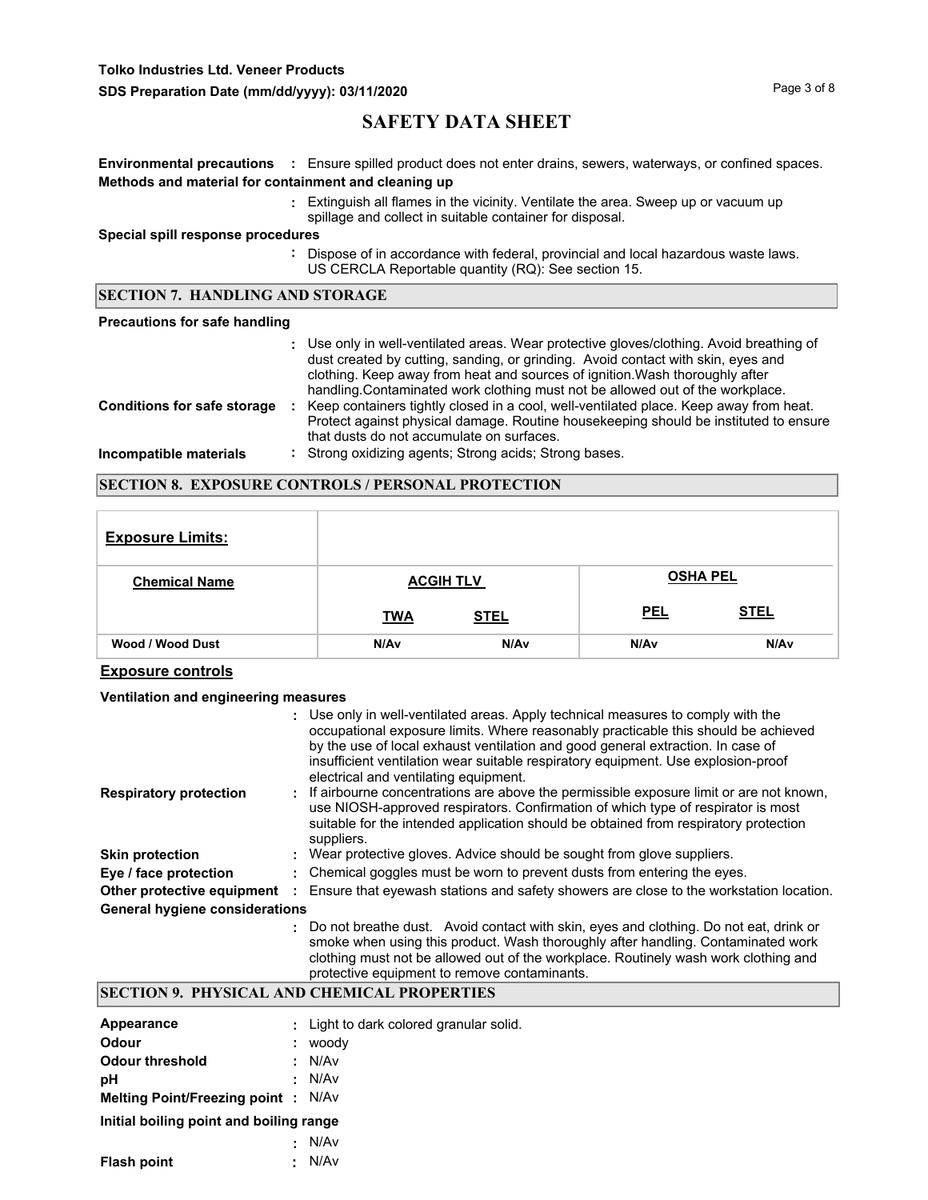**Environmental precautions** : Ensure spilled product does not enter drains, sewers, waterways, or confined spaces.

**Methods and material for containment and cleaning up**

: Extinguish all flames in the vicinity. Ventilate the area. Sweep up or vacuum up spillage and collect in suitable container for disposal.

**Special spill response procedures**

: Dispose of in accordance with federal, provincial and local hazardous waste laws. US CERCLA Reportable quantity (RQ): See section 15.

## SECTION 7. HANDLING AND STORAGE

**Precautions for safe handling**

: Use only in well-ventilated areas. Wear protective gloves/clothing. Avoid breathing of dust created by cutting, sanding, or grinding. Avoid contact with skin, eyes and clothing. Keep away from heat and sources of ignition.Wash thoroughly after handling.Contaminated work clothing must not be allowed out of the workplace.

**Conditions for safe storage** : Keep containers tightly closed in a cool, well-ventilated place. Keep away from heat. Protect against physical damage. Routine housekeeping should be instituted to ensure that dusts do not accumulate on surfaces.

**Incompatible materials** : Strong oxidizing agents; Strong acids; Strong bases.

## SECTION 8. EXPOSURE CONTROLS / PERSONAL PROTECTION

| **Exposure Limits:** | | | | |
|---|---|---|---|---|
| **Chemical Name** | **ACGIH TLV** | | **OSHA PEL** | |
| | **TWA** | **STEL** | **PEL** | **STEL** |
| **Wood / Wood Dust** | **N/Av** | **N/Av** | **N/Av** | **N/Av** |

### Exposure controls

**Ventilation and engineering measures**

: Use only in well-ventilated areas. Apply technical measures to comply with the occupational exposure limits. Where reasonably practicable this should be achieved by the use of local exhaust ventilation and good general extraction. In case of insufficient ventilation wear suitable respiratory equipment. Use explosion-proof electrical and ventilating equipment.

**Respiratory protection** : If airbourne concentrations are above the permissible exposure limit or are not known, use NIOSH-approved respirators. Confirmation of which type of respirator is most suitable for the intended application should be obtained from respiratory protection suppliers.

**Skin protection** : Wear protective gloves. Advice should be sought from glove suppliers.

**Eye / face protection** : Chemical goggles must be worn to prevent dusts from entering the eyes.

**Other protective equipment** : Ensure that eyewash stations and safety showers are close to the workstation location.

**General hygiene considerations**

: Do not breathe dust. Avoid contact with skin, eyes and clothing. Do not eat, drink or smoke when using this product. Wash thoroughly after handling. Contaminated work clothing must not be allowed out of the workplace. Routinely wash work clothing and protective equipment to remove contaminants.

## SECTION 9. PHYSICAL AND CHEMICAL PROPERTIES

**Appearance** : Light to dark colored granular solid.

**Odour** : woody

**Odour threshold** : N/Av

**pH** : N/Av

**Melting Point/Freezing point** : N/Av

**Initial boiling point and boiling range**

: N/Av

**Flash point** : N/Av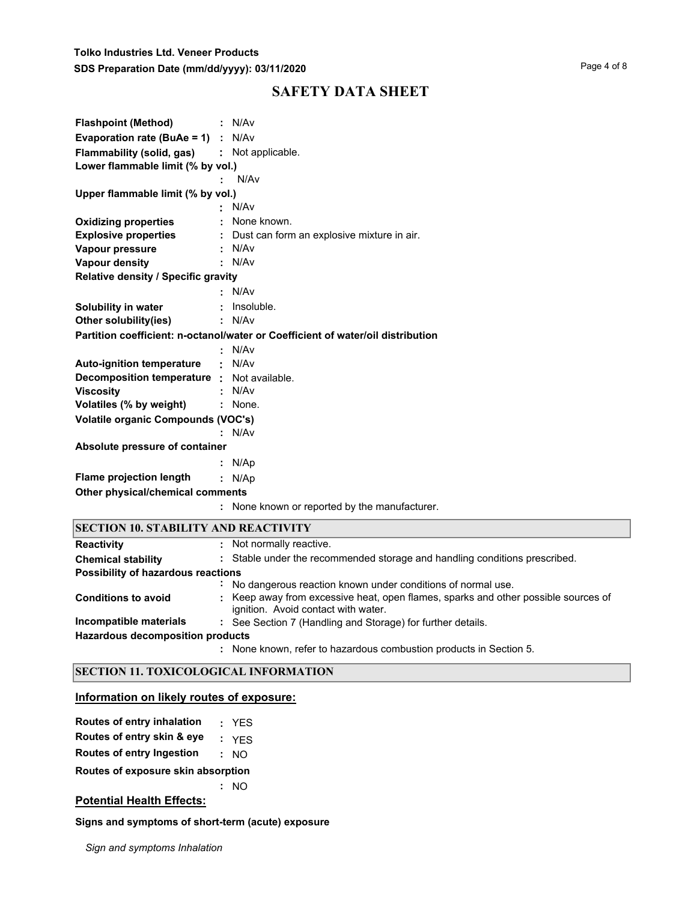# SAFETY DATA SHEET

**Flashpoint (Method)** : N/Av
**Evaporation rate (BuAe = 1)** : N/Av
**Flammability (solid, gas)** : Not applicable.
**Lower flammable limit (% by vol.)** : N/Av
**Upper flammable limit (% by vol.)** : N/Av
**Oxidizing properties** : None known.
**Explosive properties** : Dust can form an explosive mixture in air.
**Vapour pressure** : N/Av
**Vapour density** : N/Av
**Relative density / Specific gravity** : N/Av
**Solubility in water** : Insoluble.
**Other solubility(ies)** : N/Av
**Partition coefficient: n-octanol/water or Coefficient of water/oil distribution** : N/Av
**Auto-ignition temperature** : N/Av
**Decomposition temperature** : Not available.
**Viscosity** : N/Av
**Volatiles (% by weight)** : None.
**Volatile organic Compounds (VOC's)** : N/Av
**Absolute pressure of container** : N/Ap
**Flame projection length** : N/Ap
**Other physical/chemical comments** : None known or reported by the manufacturer.

## SECTION 10. STABILITY AND REACTIVITY

**Reactivity** : Not normally reactive.
**Chemical stability** : Stable under the recommended storage and handling conditions prescribed.
**Possibility of hazardous reactions** : No dangerous reaction known under conditions of normal use.
**Conditions to avoid** : Keep away from excessive heat, open flames, sparks and other possible sources of ignition. Avoid contact with water.
**Incompatible materials** : See Section 7 (Handling and Storage) for further details.
**Hazardous decomposition products** : None known, refer to hazardous combustion products in Section 5.

## SECTION 11. TOXICOLOGICAL INFORMATION

### Information on likely routes of exposure:

**Routes of entry inhalation** : YES
**Routes of entry skin & eye** : YES
**Routes of entry Ingestion** : NO
**Routes of exposure skin absorption** : NO

### Potential Health Effects:

**Signs and symptoms of short-term (acute) exposure**

*Sign and symptoms Inhalation*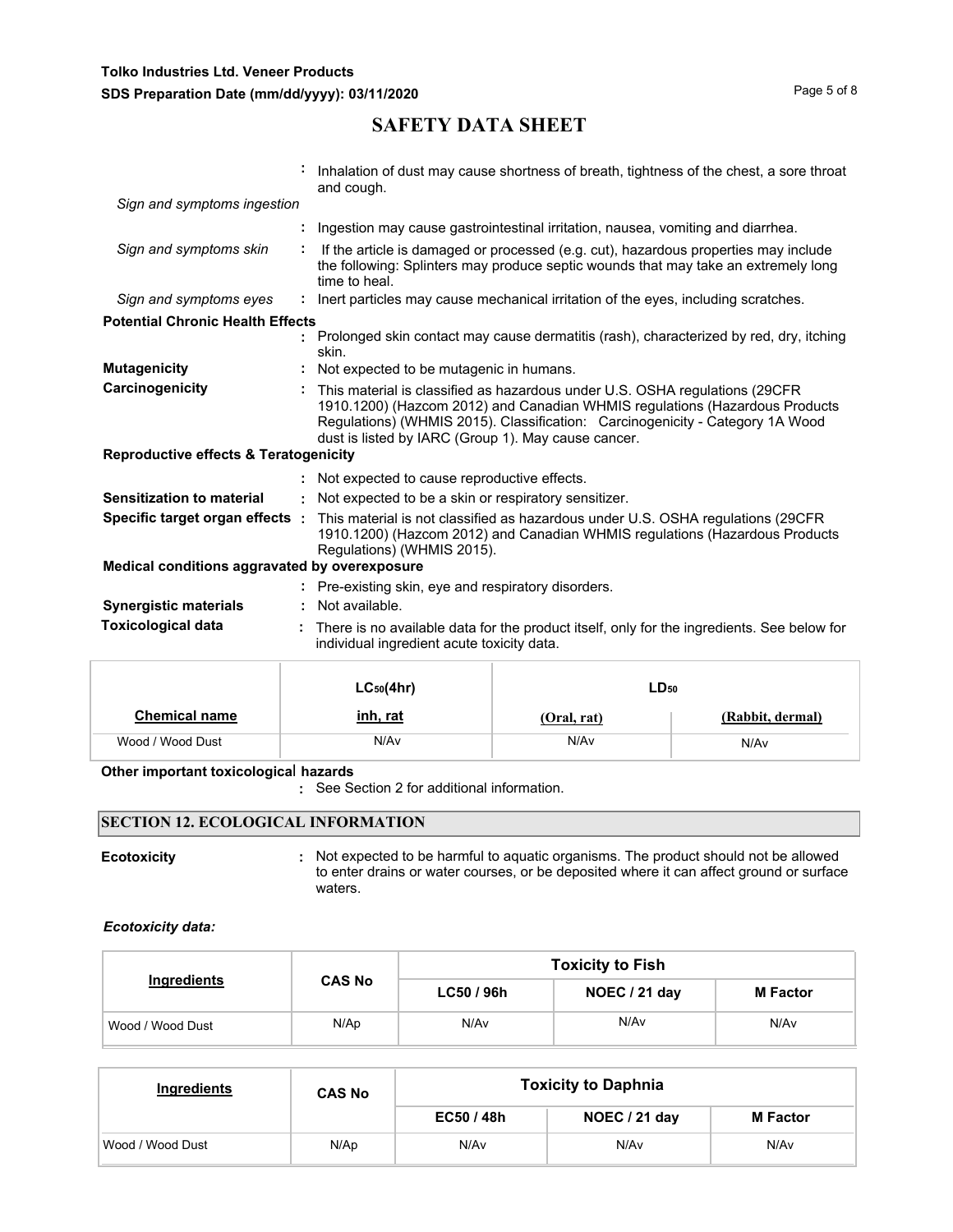: Inhalation of dust may cause shortness of breath, tightness of the chest, a sore throat and cough.

*Sign and symptoms ingestion*

: Ingestion may cause gastrointestinal irritation, nausea, vomiting and diarrhea.

*Sign and symptoms skin* : If the article is damaged or processed (e.g. cut), hazardous properties may include the following: Splinters may produce septic wounds that may take an extremely long time to heal.

*Sign and symptoms eyes* : Inert particles may cause mechanical irritation of the eyes, including scratches.

**Potential Chronic Health Effects**

: Prolonged skin contact may cause dermatitis (rash), characterized by red, dry, itching skin.

**Mutagenicity** : Not expected to be mutagenic in humans.

**Carcinogenicity** : This material is classified as hazardous under U.S. OSHA regulations (29CFR 1910.1200) (Hazcom 2012) and Canadian WHMIS regulations (Hazardous Products Regulations) (WHMIS 2015). Classification: Carcinogenicity - Category 1A Wood dust is listed by IARC (Group 1). May cause cancer.

**Reproductive effects & Teratogenicity**

: Not expected to cause reproductive effects.

**Sensitization to material** : Not expected to be a skin or respiratory sensitizer.

**Specific target organ effects** : This material is not classified as hazardous under U.S. OSHA regulations (29CFR 1910.1200) (Hazcom 2012) and Canadian WHMIS regulations (Hazardous Products Regulations) (WHMIS 2015).

**Medical conditions aggravated by overexposure**

: Pre-existing skin, eye and respiratory disorders.

**Synergistic materials** : Not available.

**Toxicological data** : There is no available data for the product itself, only for the ingredients. See below for individual ingredient acute toxicity data.

| | $LC_{50}$(4hr) | $LD_{50}$ | |
|---|---|---|---|
| **Chemical name** | **inh, rat** | **(Oral, rat)** | **(Rabbit, dermal)** |
| Wood / Wood Dust | N/Av | N/Av | N/Av |

**Other important toxicological hazards**

: See Section 2 for additional information.

## SECTION 12. ECOLOGICAL INFORMATION

**Ecotoxicity** : Not expected to be harmful to aquatic organisms. The product should not be allowed to enter drains or water courses, or be deposited where it can affect ground or surface waters.

***Ecotoxicity data:***

| Ingredients | CAS No | Toxicity to Fish | | |
|---|---|---|---|---|
| | | LC50 / 96h | NOEC / 21 day | M Factor |
| Wood / Wood Dust | N/Ap | N/Av | N/Av | N/Av |

| Ingredients | CAS No | Toxicity to Daphnia | | |
|---|---|---|---|---|
| | | EC50 / 48h | NOEC / 21 day | M Factor |
| Wood / Wood Dust | N/Ap | N/Av | N/Av | N/Av |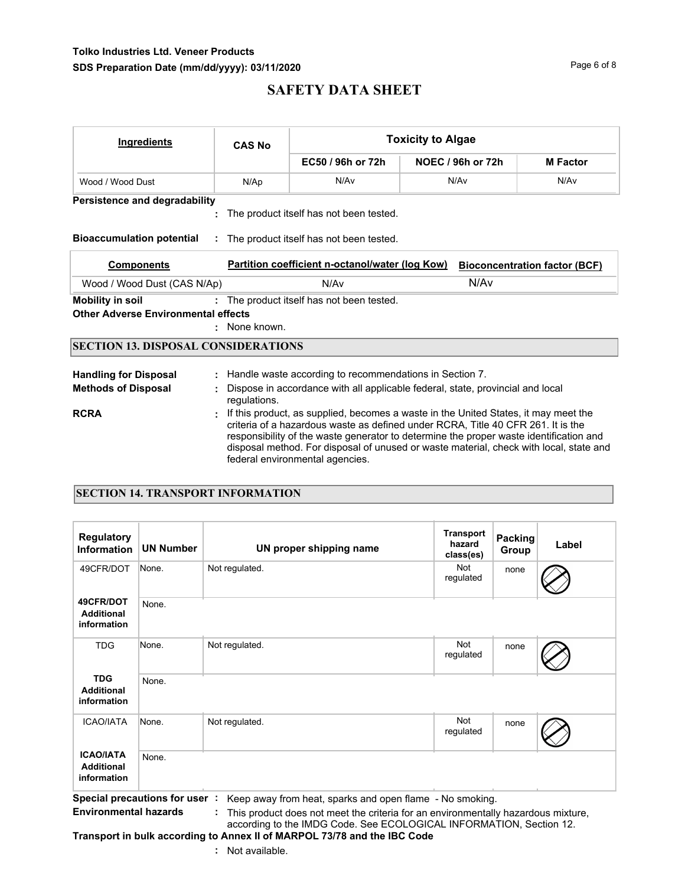| Ingredients | CAS No | Toxicity to Algae | | |
|---|---|---|---|---|
| | | EC50 / 96h or 72h | NOEC / 96h or 72h | M Factor |
| Wood / Wood Dust | N/Ap | N/Av | N/Av | N/Av |

**Persistence and degradability**
: The product itself has not been tested.

**Bioaccumulation potential** : The product itself has not been tested.

| Components | Partition coefficient n-octanol/water (log Kow) | Bioconcentration factor (BCF) |
|---|---|---|
| Wood / Wood Dust (CAS N/Ap) | N/Av | N/Av |

**Mobility in soil** : The product itself has not been tested.

**Other Adverse Environmental effects**
: None known.

## SECTION 13. DISPOSAL CONSIDERATIONS

**Handling for Disposal** : Handle waste according to recommendations in Section 7.

**Methods of Disposal** : Dispose in accordance with all applicable federal, state, provincial and local regulations.

**RCRA** : If this product, as supplied, becomes a waste in the United States, it may meet the criteria of a hazardous waste as defined under RCRA, Title 40 CFR 261. It is the responsibility of the waste generator to determine the proper waste identification and disposal method. For disposal of unused or waste material, check with local, state and federal environmental agencies.

## SECTION 14. TRANSPORT INFORMATION

| Regulatory Information | UN Number | UN proper shipping name | Transport hazard class(es) | Packing Group | Label |
|---|---|---|---|---|---|
| 49CFR/DOT | None. | Not regulated. | Not regulated | none | |
| 49CFR/DOT Additional information | None. | | | | |
| TDG | None. | Not regulated. | Not regulated | none | |
| TDG Additional information | None. | | | | |
| ICAO/IATA | None. | Not regulated. | Not regulated | none | |
| ICAO/IATA Additional information | None. | | | | |

**Special precautions for user** : Keep away from heat, sparks and open flame - No smoking.

**Environmental hazards** : This product does not meet the criteria for an environmentally hazardous mixture, according to the IMDG Code. See ECOLOGICAL INFORMATION, Section 12.

**Transport in bulk according to Annex II of MARPOL 73/78 and the IBC Code**
: Not available.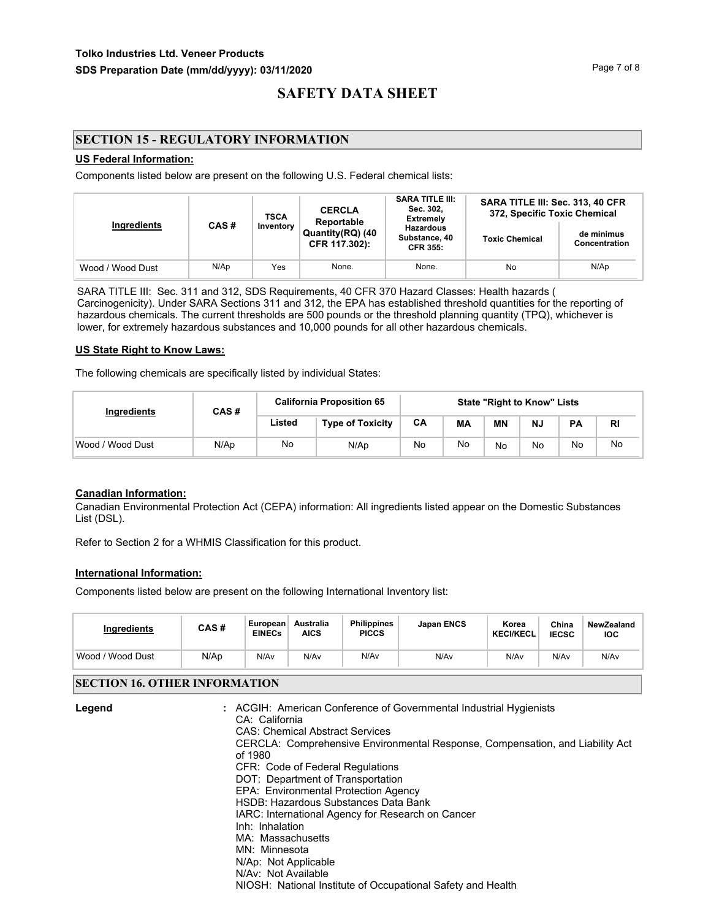# SAFETY DATA SHEET

## SECTION 15 - REGULATORY INFORMATION

**US Federal Information:**

Components listed below are present on the following U.S. Federal chemical lists:

| Ingredients | CAS # | TSCA Inventory | CERCLA Reportable Quantity(RQ) (40 CFR 117.302): | SARA TITLE III: Sec. 302, Extremely Hazardous Substance, 40 CFR 355: | SARA TITLE III: Sec. 313, 40 CFR 372, Specific Toxic Chemical | |
|---|---|---|---|---|---|---|
| | | | | | Toxic Chemical | de minimus Concentration |
| Wood / Wood Dust | N/Ap | Yes | None. | None. | No | N/Ap |

SARA TITLE III: Sec. 311 and 312, SDS Requirements, 40 CFR 370 Hazard Classes: Health hazards ( Carcinogenicity). Under SARA Sections 311 and 312, the EPA has established threshold quantities for the reporting of hazardous chemicals. The current thresholds are 500 pounds or the threshold planning quantity (TPQ), whichever is lower, for extremely hazardous substances and 10,000 pounds for all other hazardous chemicals.

**US State Right to Know Laws:**

The following chemicals are specifically listed by individual States:

| Ingredients | CAS # | California Proposition 65 | | State "Right to Know" Lists | | | | | |
|---|---|---|---|---|---|---|---|---|---|
| | | Listed | Type of Toxicity | CA | MA | MN | NJ | PA | RI |
| Wood / Wood Dust | N/Ap | No | N/Ap | No | No | No | No | No | No |

**Canadian Information:**

Canadian Environmental Protection Act (CEPA) information: All ingredients listed appear on the Domestic Substances List (DSL).

Refer to Section 2 for a WHMIS Classification for this product.

**International Information:**

Components listed below are present on the following International Inventory list:

| Ingredients | CAS # | European EINECs | Australia AICS | Philippines PICCS | Japan ENCS | Korea KECI/KECL | China IECSC | NewZealand IOC |
|---|---|---|---|---|---|---|---|---|
| Wood / Wood Dust | N/Ap | N/Av | N/Av | N/Av | N/Av | N/Av | N/Av | N/Av |

## SECTION 16. OTHER INFORMATION

**Legend** :

ACGIH: American Conference of Governmental Industrial Hygienists
CA: California
CAS: Chemical Abstract Services
CERCLA: Comprehensive Environmental Response, Compensation, and Liability Act of 1980
CFR: Code of Federal Regulations
DOT: Department of Transportation
EPA: Environmental Protection Agency
HSDB: Hazardous Substances Data Bank
IARC: International Agency for Research on Cancer
Inh: Inhalation
MA: Massachusetts
MN: Minnesota
N/Ap: Not Applicable
N/Av: Not Available
NIOSH: National Institute of Occupational Safety and Health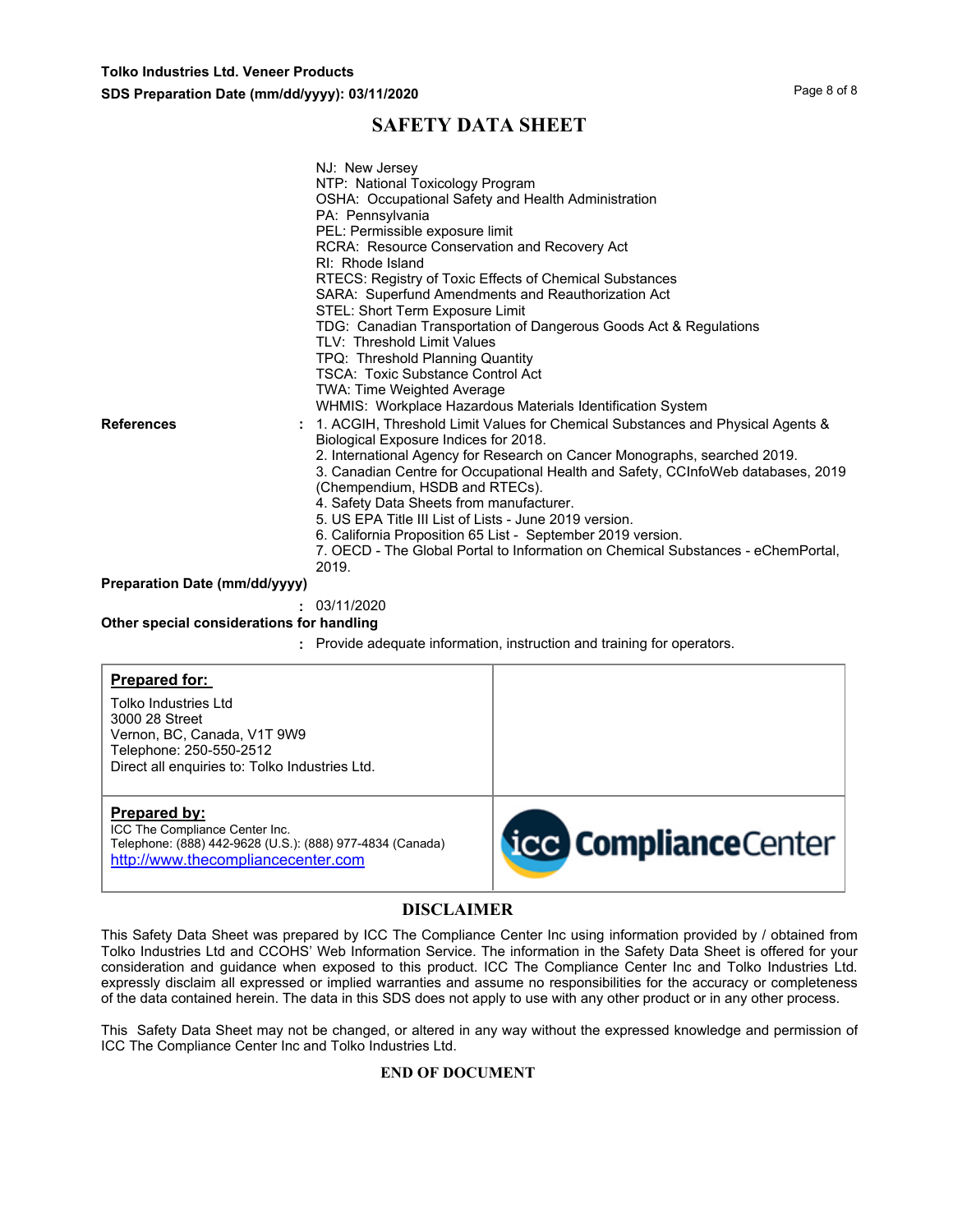# SAFETY DATA SHEET

NJ: New Jersey
NTP: National Toxicology Program
OSHA: Occupational Safety and Health Administration
PA: Pennsylvania
PEL: Permissible exposure limit
RCRA: Resource Conservation and Recovery Act
RI: Rhode Island
RTECS: Registry of Toxic Effects of Chemical Substances
SARA: Superfund Amendments and Reauthorization Act
STEL: Short Term Exposure Limit
TDG: Canadian Transportation of Dangerous Goods Act & Regulations
TLV: Threshold Limit Values
TPQ: Threshold Planning Quantity
TSCA: Toxic Substance Control Act
TWA: Time Weighted Average
WHMIS: Workplace Hazardous Materials Identification System

**References** : 1. ACGIH, Threshold Limit Values for Chemical Substances and Physical Agents & Biological Exposure Indices for 2018.
2. International Agency for Research on Cancer Monographs, searched 2019.
3. Canadian Centre for Occupational Health and Safety, CCInfoWeb databases, 2019 (Chempendium, HSDB and RTECs).
4. Safety Data Sheets from manufacturer.
5. US EPA Title III List of Lists - June 2019 version.
6. California Proposition 65 List - September 2019 version.
7. OECD - The Global Portal to Information on Chemical Substances - eChemPortal, 2019.

**Preparation Date (mm/dd/yyyy)** : 03/11/2020

**Other special considerations for handling** : Provide adequate information, instruction and training for operators.

| | |
|---|---|
| **Prepared for:**<br>Tolko Industries Ltd<br>3000 28 Street<br>Vernon, BC, Canada, V1T 9W9<br>Telephone: 250-550-2512<br>Direct all enquiries to: Tolko Industries Ltd. | |
| **Prepared by:**<br>ICC The Compliance Center Inc.<br>Telephone: (888) 442-9628 (U.S.): (888) 977-4834 (Canada)<br>http://www.thecompliancecenter.com | icc ComplianceCenter |

## DISCLAIMER

This Safety Data Sheet was prepared by ICC The Compliance Center Inc using information provided by / obtained from Tolko Industries Ltd and CCOHS' Web Information Service. The information in the Safety Data Sheet is offered for your consideration and guidance when exposed to this product. ICC The Compliance Center Inc and Tolko Industries Ltd. expressly disclaim all expressed or implied warranties and assume no responsibilities for the accuracy or completeness of the data contained herein. The data in this SDS does not apply to use with any other product or in any other process.

This Safety Data Sheet may not be changed, or altered in any way without the expressed knowledge and permission of ICC The Compliance Center Inc and Tolko Industries Ltd.

**END OF DOCUMENT**